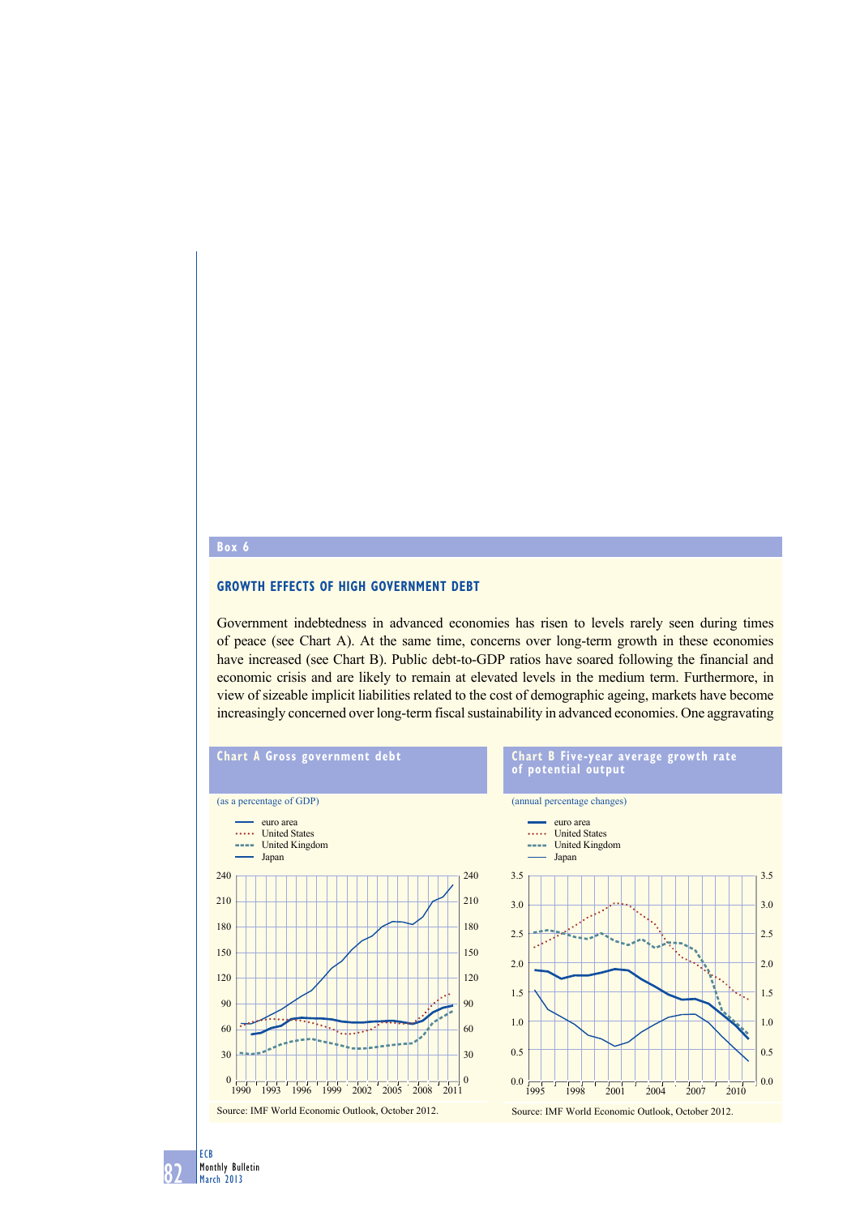## Box 6

### GROWTH EFFECTS OF HIGH GOVERNMENT DEBT

Government indebtedness in advanced economies has risen to levels rarely seen during times of peace (see Chart A). At the same time, concerns over long-term growth in these economies have increased (see Chart B). Public debt-to-GDP ratios have soared following the financial and economic crisis and are likely to remain at elevated levels in the medium term. Furthermore, in view of sizeable implicit liabilities related to the cost of demographic ageing, markets have become increasingly concerned over long-term fiscal sustainability in advanced economies. One aggravating

**Chart A Gross government debt**

(as a percentage of GDP)

- euro area
- United States
- United Kingdom
- Japan

Source: IMF World Economic Outlook, October 2012.

**Chart B Five-year average growth rate of potential output**

(annual percentage changes)

- euro area
- United States
- United Kingdom
- Japan

Source: IMF World Economic Outlook, October 2012.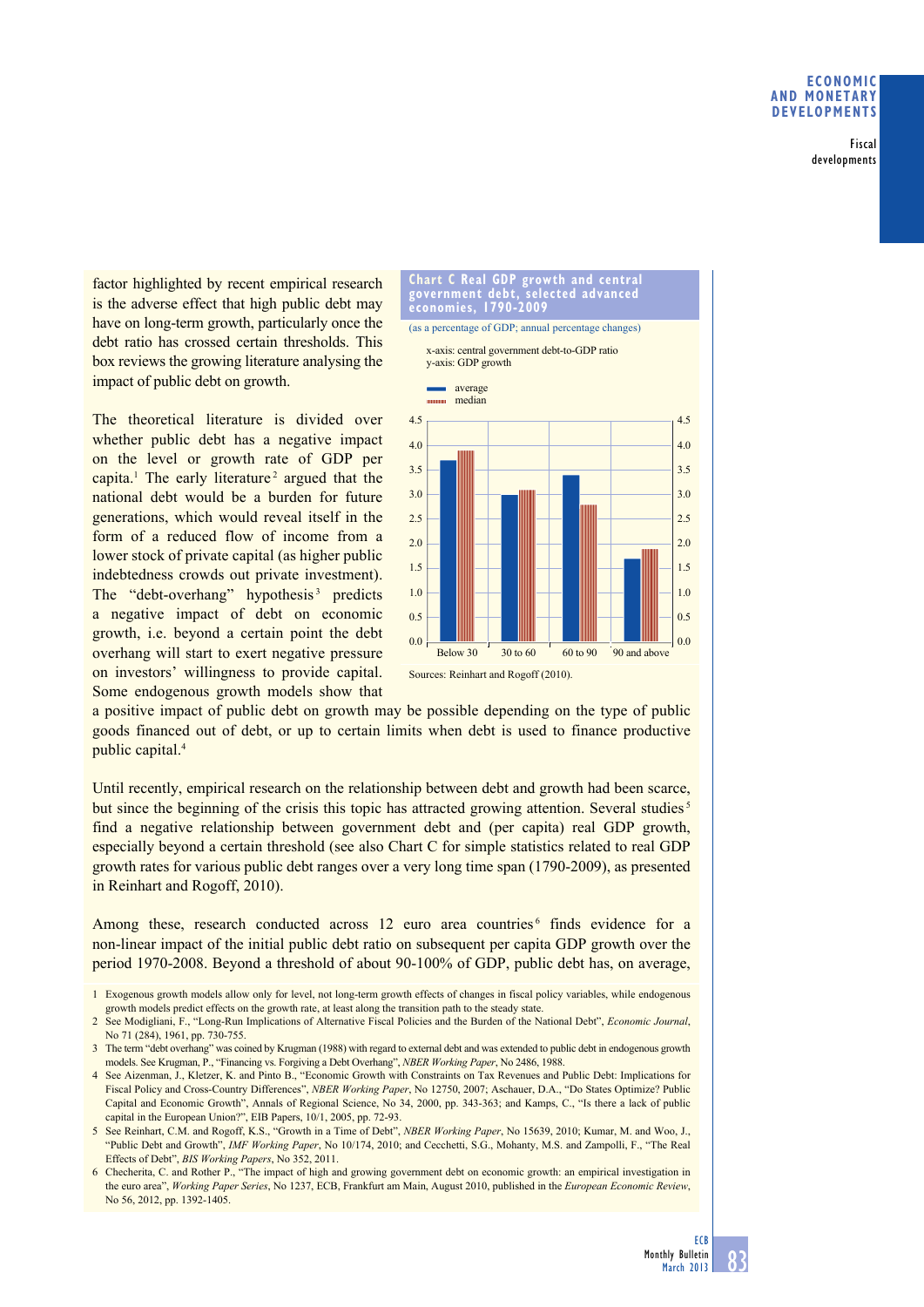factor highlighted by recent empirical research is the adverse effect that high public debt may have on long-term growth, particularly once the debt ratio has crossed certain thresholds. This box reviews the growing literature analysing the impact of public debt on growth.

The theoretical literature is divided over whether public debt has a negative impact on the level or growth rate of GDP per capita.[1] The early literature[2] argued that the national debt would be a burden for future generations, which would reveal itself in the form of a reduced flow of income from a lower stock of private capital (as higher public indebtedness crowds out private investment). The "debt-overhang" hypothesis[3] predicts a negative impact of debt on economic growth, i.e. beyond a certain point the debt overhang will start to exert negative pressure on investors' willingness to provide capital. Some endogenous growth models show that a positive impact of public debt on growth may be possible depending on the type of public goods financed out of debt, or up to certain limits when debt is used to finance productive public capital.[4]

**Chart C Real GDP growth and central government debt, selected advanced economies, 1790-2009**

(as a percentage of GDP; annual percentage changes)

x-axis: central government debt-to-GDP ratio
y-axis: GDP growth

| | Below 30 | 30 to 60 | 60 to 90 | 90 and above |
|---|---|---|---|---|
| average | 3.7 | 3.0 | 3.4 | 1.7 |
| median | 3.9 | 3.1 | 2.8 | 1.9 |

Sources: Reinhart and Rogoff (2010).

Until recently, empirical research on the relationship between debt and growth had been scarce, but since the beginning of the crisis this topic has attracted growing attention. Several studies[5] find a negative relationship between government debt and (per capita) real GDP growth, especially beyond a certain threshold (see also Chart C for simple statistics related to real GDP growth rates for various public debt ranges over a very long time span (1790-2009), as presented in Reinhart and Rogoff, 2010).

Among these, research conducted across 12 euro area countries[6] finds evidence for a non-linear impact of the initial public debt ratio on subsequent per capita GDP growth over the period 1970-2008. Beyond a threshold of about 90-100% of GDP, public debt has, on average,

1 Exogenous growth models allow only for level, not long-term growth effects of changes in fiscal policy variables, while endogenous growth models predict effects on the growth rate, at least along the transition path to the steady state.

2 See Modigliani, F., "Long-Run Implications of Alternative Fiscal Policies and the Burden of the National Debt", *Economic Journal*, No 71 (284), 1961, pp. 730-755.

3 The term "debt overhang" was coined by Krugman (1988) with regard to external debt and was extended to public debt in endogenous growth models. See Krugman, P., "Financing vs. Forgiving a Debt Overhang", *NBER Working Paper*, No 2486, 1988.

4 See Aizenman, J., Kletzer, K. and Pinto B., "Economic Growth with Constraints on Tax Revenues and Public Debt: Implications for Fiscal Policy and Cross-Country Differences", *NBER Working Paper*, No 12750, 2007; Aschauer, D.A., "Do States Optimize? Public Capital and Economic Growth", Annals of Regional Science, No 34, 2000, pp. 343-363; and Kamps, C., "Is there a lack of public capital in the European Union?", EIB Papers, 10/1, 2005, pp. 72-93.

5 See Reinhart, C.M. and Rogoff, K.S., "Growth in a Time of Debt", *NBER Working Paper*, No 15639, 2010; Kumar, M. and Woo, J., "Public Debt and Growth", *IMF Working Paper*, No 10/174, 2010; and Cecchetti, S.G., Mohanty, M.S. and Zampolli, F., "The Real Effects of Debt", *BIS Working Papers*, No 352, 2011.

6 Checherita, C. and Rother P., "The impact of high and growing government debt on economic growth: an empirical investigation in the euro area", *Working Paper Series*, No 1237, ECB, Frankfurt am Main, August 2010, published in the *European Economic Review*, No 56, 2012, pp. 1392-1405.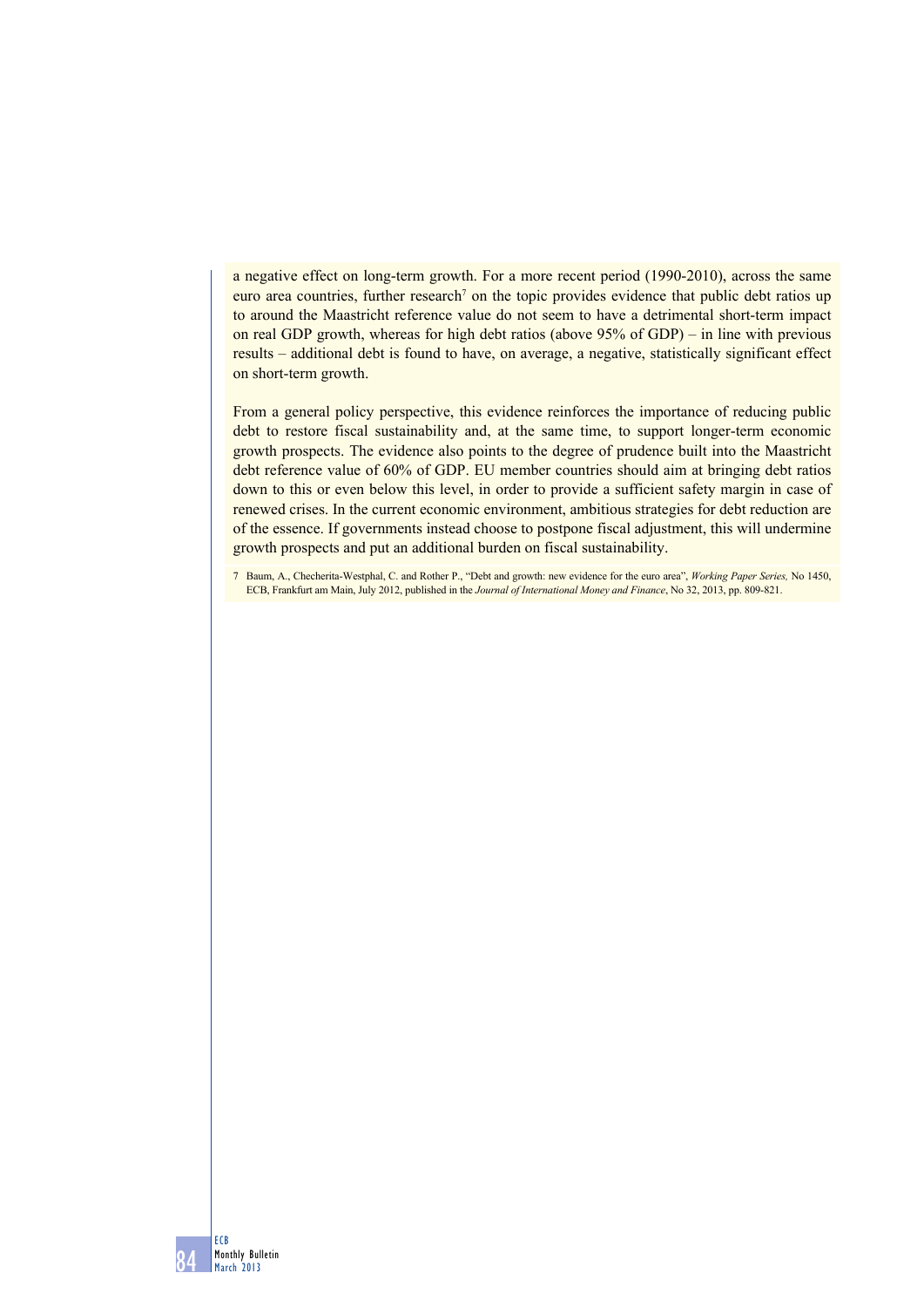a negative effect on long-term growth. For a more recent period (1990-2010), across the same euro area countries, further research[7] on the topic provides evidence that public debt ratios up to around the Maastricht reference value do not seem to have a detrimental short-term impact on real GDP growth, whereas for high debt ratios (above 95% of GDP) – in line with previous results – additional debt is found to have, on average, a negative, statistically significant effect on short-term growth.

From a general policy perspective, this evidence reinforces the importance of reducing public debt to restore fiscal sustainability and, at the same time, to support longer-term economic growth prospects. The evidence also points to the degree of prudence built into the Maastricht debt reference value of 60% of GDP. EU member countries should aim at bringing debt ratios down to this or even below this level, in order to provide a sufficient safety margin in case of renewed crises. In the current economic environment, ambitious strategies for debt reduction are of the essence. If governments instead choose to postpone fiscal adjustment, this will undermine growth prospects and put an additional burden on fiscal sustainability.

7 Baum, A., Checherita-Westphal, C. and Rother P., "Debt and growth: new evidence for the euro area", *Working Paper Series,* No 1450, ECB, Frankfurt am Main, July 2012, published in the *Journal of International Money and Finance*, No 32, 2013, pp. 809-821.